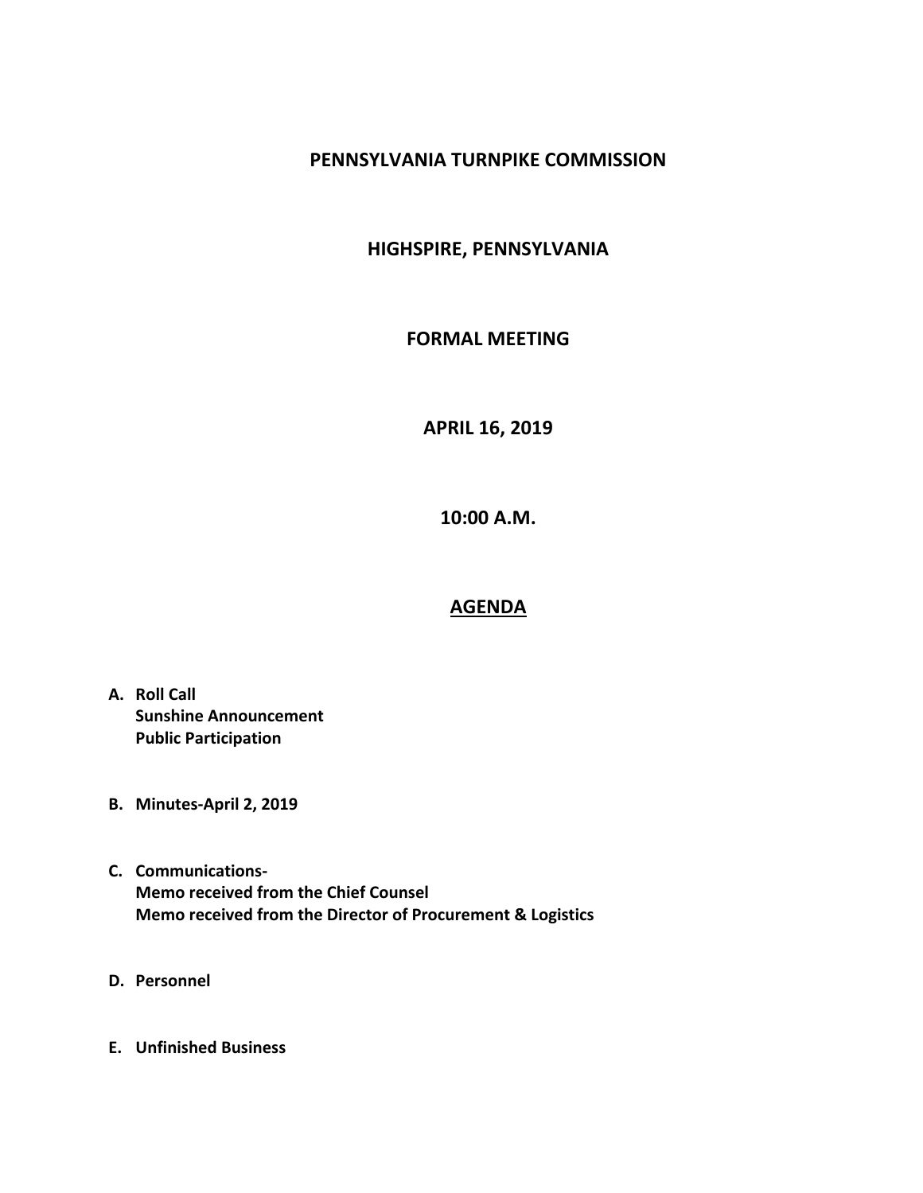# PENNSYLVANIA TURNPIKE COMMISSION

## HIGHSPIRE, PENNSYLVANIA

## FORMAL MEETING

## APRIL 16, 2019

## 10:00 A.M.

## AGENDA

**A. Roll Call**
**Sunshine Announcement**
**Public Participation**

**B. Minutes-April 2, 2019**

**C. Communications-**
**Memo received from the Chief Counsel**
**Memo received from the Director of Procurement & Logistics**

**D. Personnel**

**E. Unfinished Business**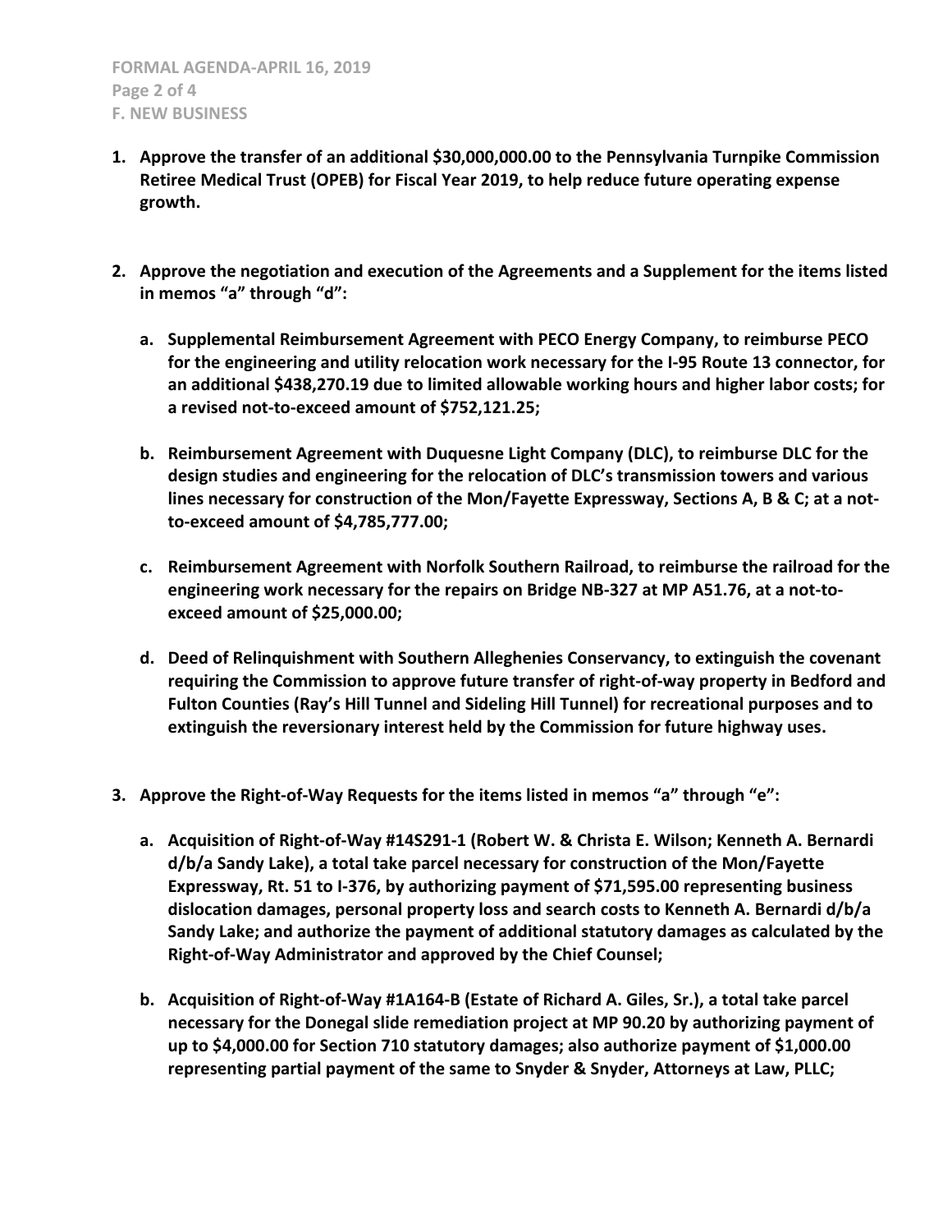## F. NEW BUSINESS

1. **Approve the transfer of an additional $30,000,000.00 to the Pennsylvania Turnpike Commission Retiree Medical Trust (OPEB) for Fiscal Year 2019, to help reduce future operating expense growth.**

2. **Approve the negotiation and execution of the Agreements and a Supplement for the items listed in memos "a" through "d":**

   a. **Supplemental Reimbursement Agreement with PECO Energy Company, to reimburse PECO for the engineering and utility relocation work necessary for the I-95 Route 13 connector, for an additional $438,270.19 due to limited allowable working hours and higher labor costs; for a revised not-to-exceed amount of $752,121.25;**

   b. **Reimbursement Agreement with Duquesne Light Company (DLC), to reimburse DLC for the design studies and engineering for the relocation of DLC's transmission towers and various lines necessary for construction of the Mon/Fayette Expressway, Sections A, B & C; at a not-to-exceed amount of $4,785,777.00;**

   c. **Reimbursement Agreement with Norfolk Southern Railroad, to reimburse the railroad for the engineering work necessary for the repairs on Bridge NB-327 at MP A51.76, at a not-to-exceed amount of $25,000.00;**

   d. **Deed of Relinquishment with Southern Alleghenies Conservancy, to extinguish the covenant requiring the Commission to approve future transfer of right-of-way property in Bedford and Fulton Counties (Ray's Hill Tunnel and Sideling Hill Tunnel) for recreational purposes and to extinguish the reversionary interest held by the Commission for future highway uses.**

3. **Approve the Right-of-Way Requests for the items listed in memos "a" through "e":**

   a. **Acquisition of Right-of-Way #14S291-1 (Robert W. & Christa E. Wilson; Kenneth A. Bernardi d/b/a Sandy Lake), a total take parcel necessary for construction of the Mon/Fayette Expressway, Rt. 51 to I-376, by authorizing payment of $71,595.00 representing business dislocation damages, personal property loss and search costs to Kenneth A. Bernardi d/b/a Sandy Lake; and authorize the payment of additional statutory damages as calculated by the Right-of-Way Administrator and approved by the Chief Counsel;**

   b. **Acquisition of Right-of-Way #1A164-B (Estate of Richard A. Giles, Sr.), a total take parcel necessary for the Donegal slide remediation project at MP 90.20 by authorizing payment of up to $4,000.00 for Section 710 statutory damages; also authorize payment of $1,000.00 representing partial payment of the same to Snyder & Snyder, Attorneys at Law, PLLC;**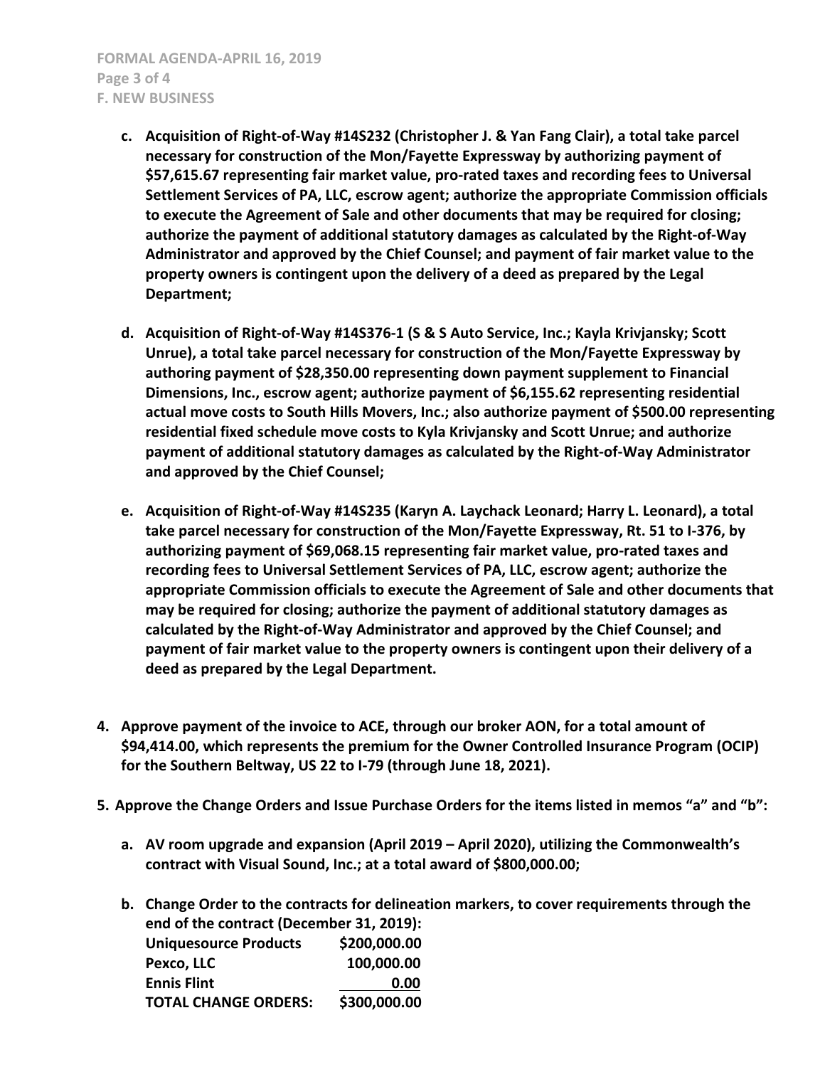**c. Acquisition of Right-of-Way #14S232 (Christopher J. & Yan Fang Clair), a total take parcel necessary for construction of the Mon/Fayette Expressway by authorizing payment of $57,615.67 representing fair market value, pro-rated taxes and recording fees to Universal Settlement Services of PA, LLC, escrow agent; authorize the appropriate Commission officials to execute the Agreement of Sale and other documents that may be required for closing; authorize the payment of additional statutory damages as calculated by the Right-of-Way Administrator and approved by the Chief Counsel; and payment of fair market value to the property owners is contingent upon the delivery of a deed as prepared by the Legal Department;**

**d. Acquisition of Right-of-Way #14S376-1 (S & S Auto Service, Inc.; Kayla Krivjansky; Scott Unrue), a total take parcel necessary for construction of the Mon/Fayette Expressway by authoring payment of $28,350.00 representing down payment supplement to Financial Dimensions, Inc., escrow agent; authorize payment of $6,155.62 representing residential actual move costs to South Hills Movers, Inc.; also authorize payment of $500.00 representing residential fixed schedule move costs to Kyla Krivjansky and Scott Unrue; and authorize payment of additional statutory damages as calculated by the Right-of-Way Administrator and approved by the Chief Counsel;**

**e. Acquisition of Right-of-Way #14S235 (Karyn A. Laychack Leonard; Harry L. Leonard), a total take parcel necessary for construction of the Mon/Fayette Expressway, Rt. 51 to I-376, by authorizing payment of $69,068.15 representing fair market value, pro-rated taxes and recording fees to Universal Settlement Services of PA, LLC, escrow agent; authorize the appropriate Commission officials to execute the Agreement of Sale and other documents that may be required for closing; authorize the payment of additional statutory damages as calculated by the Right-of-Way Administrator and approved by the Chief Counsel; and payment of fair market value to the property owners is contingent upon their delivery of a deed as prepared by the Legal Department.**

**4. Approve payment of the invoice to ACE, through our broker AON, for a total amount of $94,414.00, which represents the premium for the Owner Controlled Insurance Program (OCIP) for the Southern Beltway, US 22 to I-79 (through June 18, 2021).**

**5. Approve the Change Orders and Issue Purchase Orders for the items listed in memos "a" and "b":**

**a. AV room upgrade and expansion (April 2019 – April 2020), utilizing the Commonwealth's contract with Visual Sound, Inc.; at a total award of $800,000.00;**

**b. Change Order to the contracts for delineation markers, to cover requirements through the end of the contract (December 31, 2019):**

| | |
|---|---:|
| **Uniquesource Products** | **$200,000.00** |
| **Pexco, LLC** | **100,000.00** |
| **Ennis Flint** | **0.00** |
| **TOTAL CHANGE ORDERS:** | **$300,000.00** |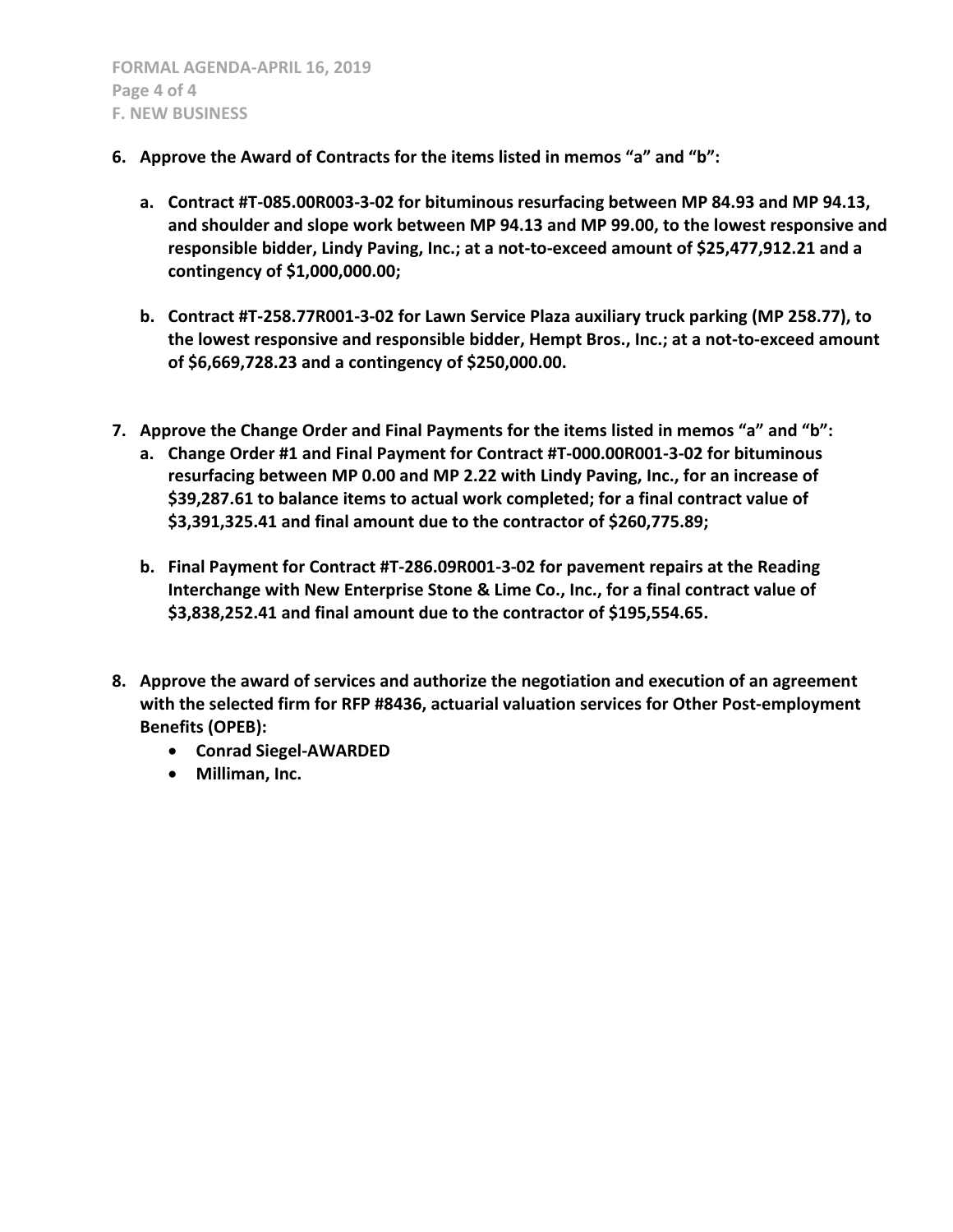6. **Approve the Award of Contracts for the items listed in memos "a" and "b":**

   a. **Contract #T-085.00R003-3-02 for bituminous resurfacing between MP 84.93 and MP 94.13, and shoulder and slope work between MP 94.13 and MP 99.00, to the lowest responsive and responsible bidder, Lindy Paving, Inc.; at a not-to-exceed amount of $25,477,912.21 and a contingency of $1,000,000.00;**

   b. **Contract #T-258.77R001-3-02 for Lawn Service Plaza auxiliary truck parking (MP 258.77), to the lowest responsive and responsible bidder, Hempt Bros., Inc.; at a not-to-exceed amount of $6,669,728.23 and a contingency of $250,000.00.**

7. **Approve the Change Order and Final Payments for the items listed in memos "a" and "b":**

   a. **Change Order #1 and Final Payment for Contract #T-000.00R001-3-02 for bituminous resurfacing between MP 0.00 and MP 2.22 with Lindy Paving, Inc., for an increase of $39,287.61 to balance items to actual work completed; for a final contract value of $3,391,325.41 and final amount due to the contractor of $260,775.89;**

   b. **Final Payment for Contract #T-286.09R001-3-02 for pavement repairs at the Reading Interchange with New Enterprise Stone & Lime Co., Inc., for a final contract value of $3,838,252.41 and final amount due to the contractor of $195,554.65.**

8. **Approve the award of services and authorize the negotiation and execution of an agreement with the selected firm for RFP #8436, actuarial valuation services for Other Post-employment Benefits (OPEB):**
   - **Conrad Siegel-AWARDED**
   - **Milliman, Inc.**